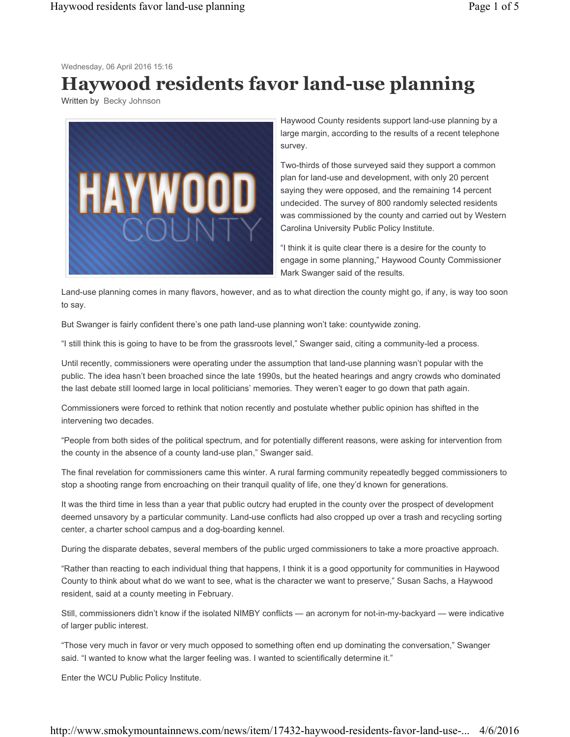Wednesday, 06 April 2016 15:16

# Haywood residents favor land-use planning

Written by Becky Johnson

Haywood County residents support land-use planning by a large margin, according to the results of a recent telephone survey.

Two-thirds of those surveyed said they support a common plan for land-use and development, with only 20 percent saying they were opposed, and the remaining 14 percent undecided. The survey of 800 randomly selected residents was commissioned by the county and carried out by Western Carolina University Public Policy Institute.

"I think it is quite clear there is a desire for the county to engage in some planning," Haywood County Commissioner Mark Swanger said of the results.

Land-use planning comes in many flavors, however, and as to what direction the county might go, if any, is way too soon to say.

But Swanger is fairly confident there's one path land-use planning won't take: countywide zoning.

"I still think this is going to have to be from the grassroots level," Swanger said, citing a community-led a process.

Until recently, commissioners were operating under the assumption that land-use planning wasn't popular with the public. The idea hasn't been broached since the late 1990s, but the heated hearings and angry crowds who dominated the last debate still loomed large in local politicians' memories. They weren't eager to go down that path again.

Commissioners were forced to rethink that notion recently and postulate whether public opinion has shifted in the intervening two decades.

"People from both sides of the political spectrum, and for potentially different reasons, were asking for intervention from the county in the absence of a county land-use plan," Swanger said.

The final revelation for commissioners came this winter. A rural farming community repeatedly begged commissioners to stop a shooting range from encroaching on their tranquil quality of life, one they'd known for generations.

It was the third time in less than a year that public outcry had erupted in the county over the prospect of development deemed unsavory by a particular community. Land-use conflicts had also cropped up over a trash and recycling sorting center, a charter school campus and a dog-boarding kennel.

During the disparate debates, several members of the public urged commissioners to take a more proactive approach.

"Rather than reacting to each individual thing that happens, I think it is a good opportunity for communities in Haywood County to think about what do we want to see, what is the character we want to preserve," Susan Sachs, a Haywood resident, said at a county meeting in February.

Still, commissioners didn't know if the isolated NIMBY conflicts — an acronym for not-in-my-backyard — were indicative of larger public interest.

"Those very much in favor or very much opposed to something often end up dominating the conversation," Swanger said. "I wanted to know what the larger feeling was. I wanted to scientifically determine it."

Enter the WCU Public Policy Institute.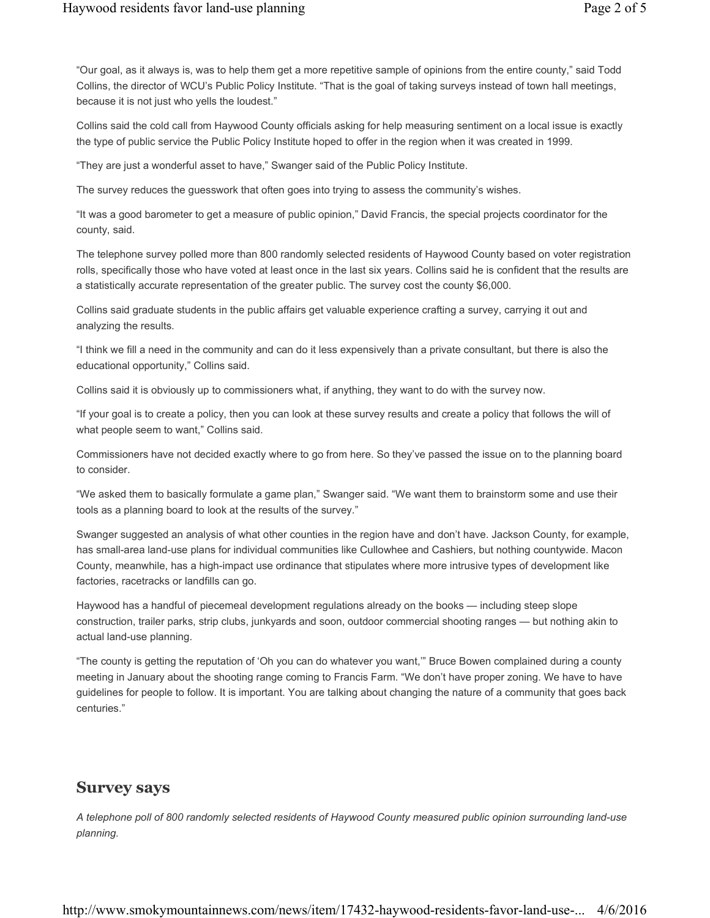"Our goal, as it always is, was to help them get a more repetitive sample of opinions from the entire county," said Todd Collins, the director of WCU's Public Policy Institute. "That is the goal of taking surveys instead of town hall meetings, because it is not just who yells the loudest."

Collins said the cold call from Haywood County officials asking for help measuring sentiment on a local issue is exactly the type of public service the Public Policy Institute hoped to offer in the region when it was created in 1999.

"They are just a wonderful asset to have," Swanger said of the Public Policy Institute.

The survey reduces the guesswork that often goes into trying to assess the community's wishes.

"It was a good barometer to get a measure of public opinion," David Francis, the special projects coordinator for the county, said.

The telephone survey polled more than 800 randomly selected residents of Haywood County based on voter registration rolls, specifically those who have voted at least once in the last six years. Collins said he is confident that the results are a statistically accurate representation of the greater public. The survey cost the county $6,000.

Collins said graduate students in the public affairs get valuable experience crafting a survey, carrying it out and analyzing the results.

"I think we fill a need in the community and can do it less expensively than a private consultant, but there is also the educational opportunity," Collins said.

Collins said it is obviously up to commissioners what, if anything, they want to do with the survey now.

"If your goal is to create a policy, then you can look at these survey results and create a policy that follows the will of what people seem to want," Collins said.

Commissioners have not decided exactly where to go from here. So they've passed the issue on to the planning board to consider.

"We asked them to basically formulate a game plan," Swanger said. "We want them to brainstorm some and use their tools as a planning board to look at the results of the survey."

Swanger suggested an analysis of what other counties in the region have and don't have. Jackson County, for example, has small-area land-use plans for individual communities like Cullowhee and Cashiers, but nothing countywide. Macon County, meanwhile, has a high-impact use ordinance that stipulates where more intrusive types of development like factories, racetracks or landfills can go.

Haywood has a handful of piecemeal development regulations already on the books — including steep slope construction, trailer parks, strip clubs, junkyards and soon, outdoor commercial shooting ranges — but nothing akin to actual land-use planning.

"The county is getting the reputation of 'Oh you can do whatever you want,'" Bruce Bowen complained during a county meeting in January about the shooting range coming to Francis Farm. "We don't have proper zoning. We have to have guidelines for people to follow. It is important. You are talking about changing the nature of a community that goes back centuries."

## Survey says

*A telephone poll of 800 randomly selected residents of Haywood County measured public opinion surrounding land-use planning.*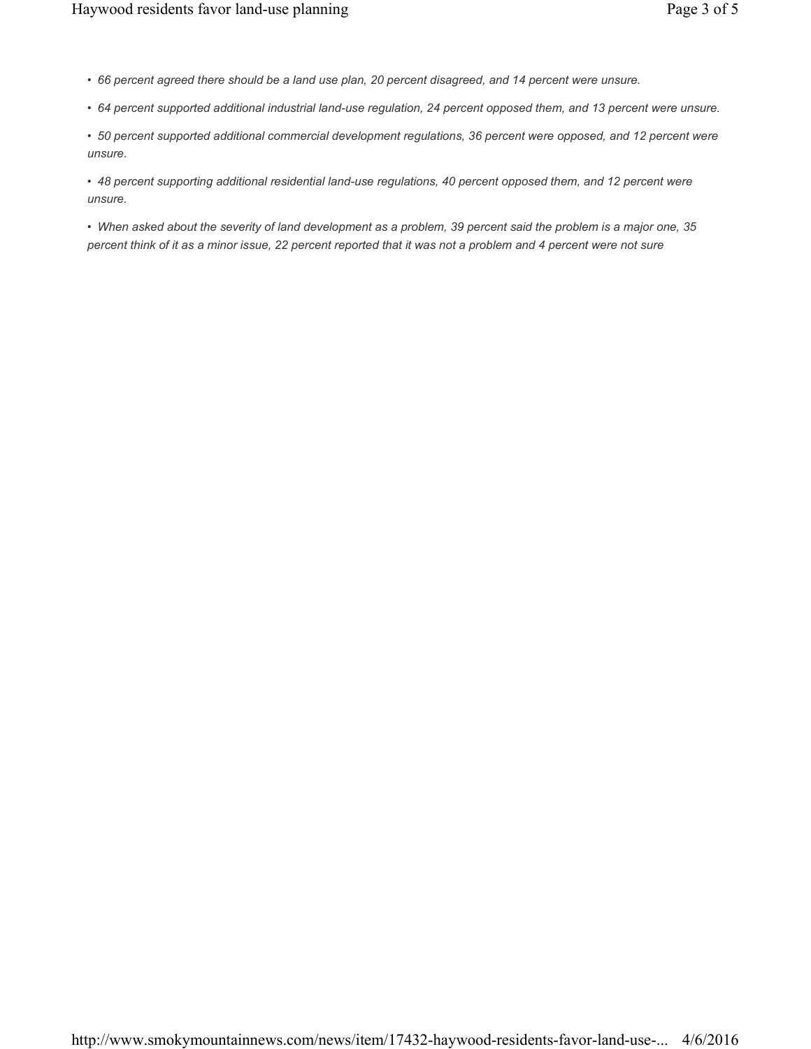- *66 percent agreed there should be a land use plan, 20 percent disagreed, and 14 percent were unsure.*

- *64 percent supported additional industrial land-use regulation, 24 percent opposed them, and 13 percent were unsure.*

- *50 percent supported additional commercial development regulations, 36 percent were opposed, and 12 percent were unsure.*

- *48 percent supporting additional residential land-use regulations, 40 percent opposed them, and 12 percent were unsure.*

- *When asked about the severity of land development as a problem, 39 percent said the problem is a major one, 35 percent think of it as a minor issue, 22 percent reported that it was not a problem and 4 percent were not sure*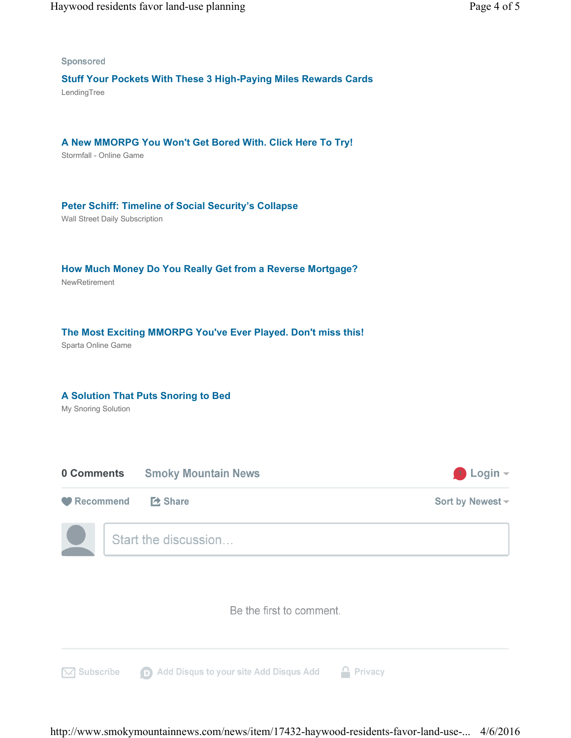Sponsored

**Stuff Your Pockets With These 3 High-Paying Miles Rewards Cards**
LendingTree

**A New MMORPG You Won't Get Bored With. Click Here To Try!**
Stormfall - Online Game

**Peter Schiff: Timeline of Social Security's Collapse**
Wall Street Daily Subscription

**How Much Money Do You Really Get from a Reverse Mortgage?**
NewRetirement

**The Most Exciting MMORPG You've Ever Played. Don't miss this!**
Sparta Online Game

**A Solution That Puts Snoring to Bed**
My Snoring Solution

**0 Comments** Smoky Mountain News Login

Recommend Share Sort by Newest

Start the discussion…

Be the first to comment.

Subscribe Add Disqus to your site Add Disqus Add Privacy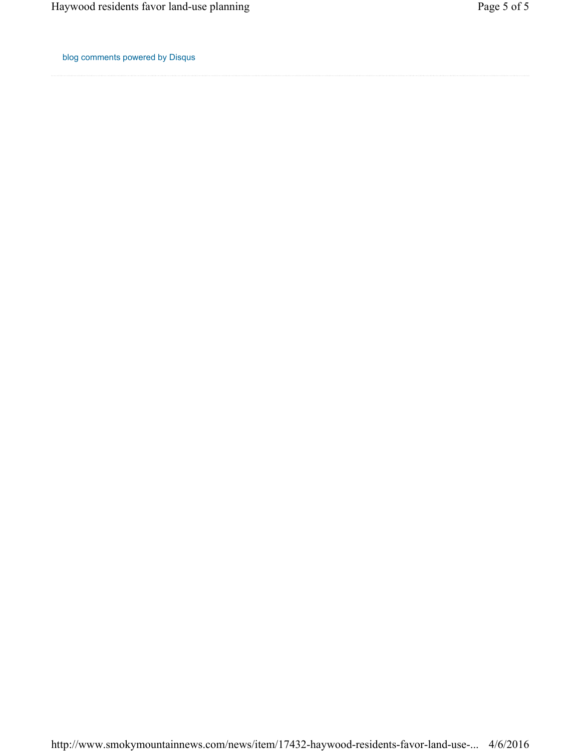blog comments powered by Disqus